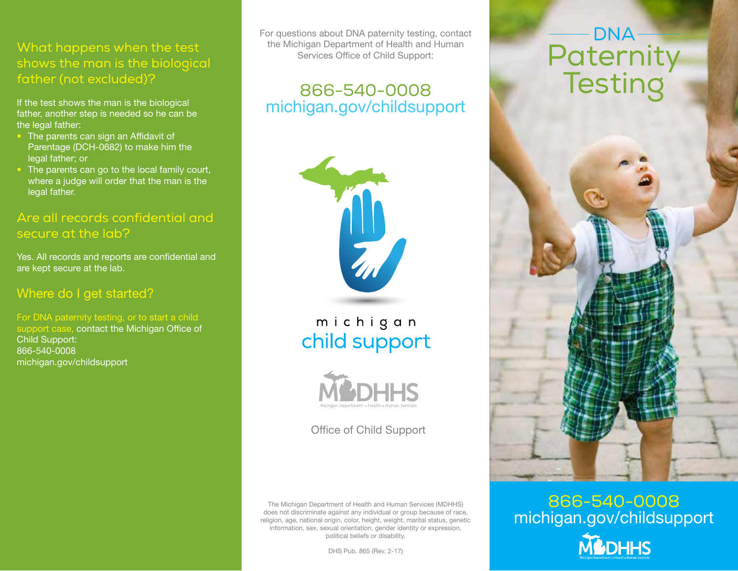## What happens when the test shows the man is the biological father (not excluded)?

If the test shows the man is the biological father, another step is needed so he can be the legal father:

- The parents can sign an Affidavit of Parentage (DCH-0682) to make him the legal father; or
- The parents can go to the local family court, where a judge will order that the man is the legal father.

## Are all records confidential and secure at the lab?

Yes. All records and reports are confidential and are kept secure at the lab.

## Where do I get started?

For DNA paternity testing, or to start a child support case, contact the Michigan Office of Child Support:
866-540-0008
michigan.gov/childsupport

For questions about DNA paternity testing, contact the Michigan Department of Health and Human Services Office of Child Support:

**866-540-0008**
**michigan.gov/childsupport**

michigan
child support

MDHHS
Michigan Department of Health & Human Services

Office of Child Support

The Michigan Department of Health and Human Services (MDHHS) does not discriminate against any individual or group because of race, religion, age, national origin, color, height, weight, marital status, genetic information, sex, sexual orientation, gender identity or expression, political beliefs or disability.

DHS Pub. 865 (Rev. 2-17)

# DNA Paternity Testing

**866-540-0008**
**michigan.gov/childsupport**

MDHHS
Michigan Department of Health & Human Services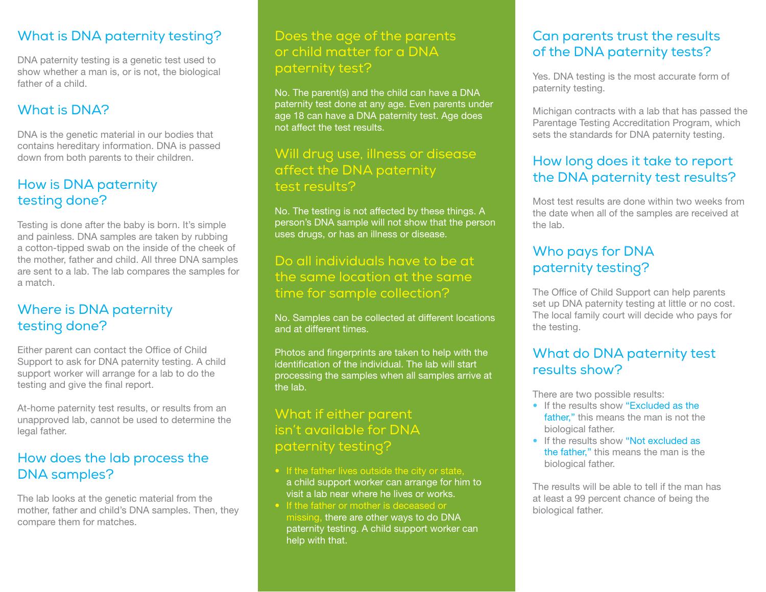## What is DNA paternity testing?

DNA paternity testing is a genetic test used to show whether a man is, or is not, the biological father of a child.

## What is DNA?

DNA is the genetic material in our bodies that contains hereditary information. DNA is passed down from both parents to their children.

## How is DNA paternity testing done?

Testing is done after the baby is born. It's simple and painless. DNA samples are taken by rubbing a cotton-tipped swab on the inside of the cheek of the mother, father and child. All three DNA samples are sent to a lab. The lab compares the samples for a match.

## Where is DNA paternity testing done?

Either parent can contact the Office of Child Support to ask for DNA paternity testing. A child support worker will arrange for a lab to do the testing and give the final report.

At-home paternity test results, or results from an unapproved lab, cannot be used to determine the legal father.

## How does the lab process the DNA samples?

The lab looks at the genetic material from the mother, father and child's DNA samples. Then, they compare them for matches.

## Does the age of the parents or child matter for a DNA paternity test?

No. The parent(s) and the child can have a DNA paternity test done at any age. Even parents under age 18 can have a DNA paternity test. Age does not affect the test results.

## Will drug use, illness or disease affect the DNA paternity test results?

No. The testing is not affected by these things. A person's DNA sample will not show that the person uses drugs, or has an illness or disease.

## Do all individuals have to be at the same location at the same time for sample collection?

No. Samples can be collected at different locations and at different times.

Photos and fingerprints are taken to help with the identification of the individual. The lab will start processing the samples when all samples arrive at the lab.

## What if either parent isn't available for DNA paternity testing?

- If the father lives outside the city or state, a child support worker can arrange for him to visit a lab near where he lives or works.
- If the father or mother is deceased or missing, there are other ways to do DNA paternity testing. A child support worker can help with that.

## Can parents trust the results of the DNA paternity tests?

Yes. DNA testing is the most accurate form of paternity testing.

Michigan contracts with a lab that has passed the Parentage Testing Accreditation Program, which sets the standards for DNA paternity testing.

## How long does it take to report the DNA paternity test results?

Most test results are done within two weeks from the date when all of the samples are received at the lab.

## Who pays for DNA paternity testing?

The Office of Child Support can help parents set up DNA paternity testing at little or no cost. The local family court will decide who pays for the testing.

## What do DNA paternity test results show?

There are two possible results:

- If the results show "Excluded as the father," this means the man is not the biological father.
- If the results show "Not excluded as the father," this means the man is the biological father.

The results will be able to tell if the man has at least a 99 percent chance of being the biological father.